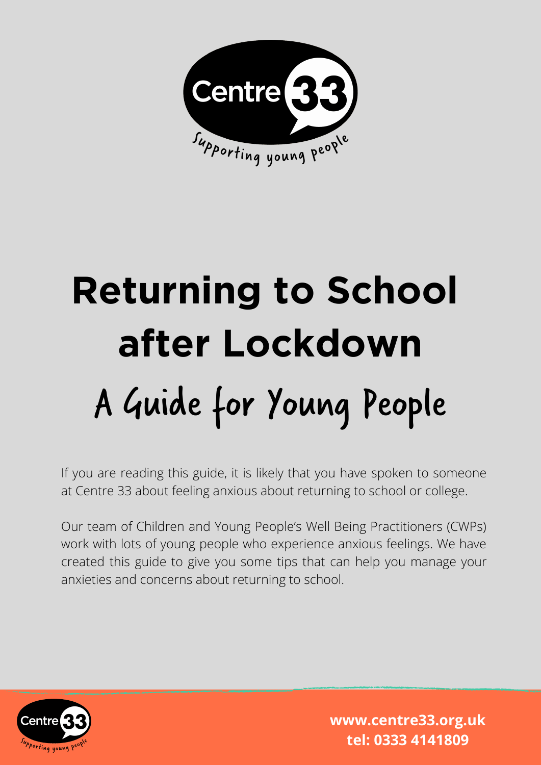Centre 33

Supporting young people

# Returning to School after Lockdown

## A Guide for Young People

If you are reading this guide, it is likely that you have spoken to someone at Centre 33 about feeling anxious about returning to school or college.

Our team of Children and Young People's Well Being Practitioners (CWPs) work with lots of young people who experience anxious feelings. We have created this guide to give you some tips that can help you manage your anxieties and concerns about returning to school.

Centre 33

Supporting young people

**www.centre33.org.uk**
**tel: 0333 4141809**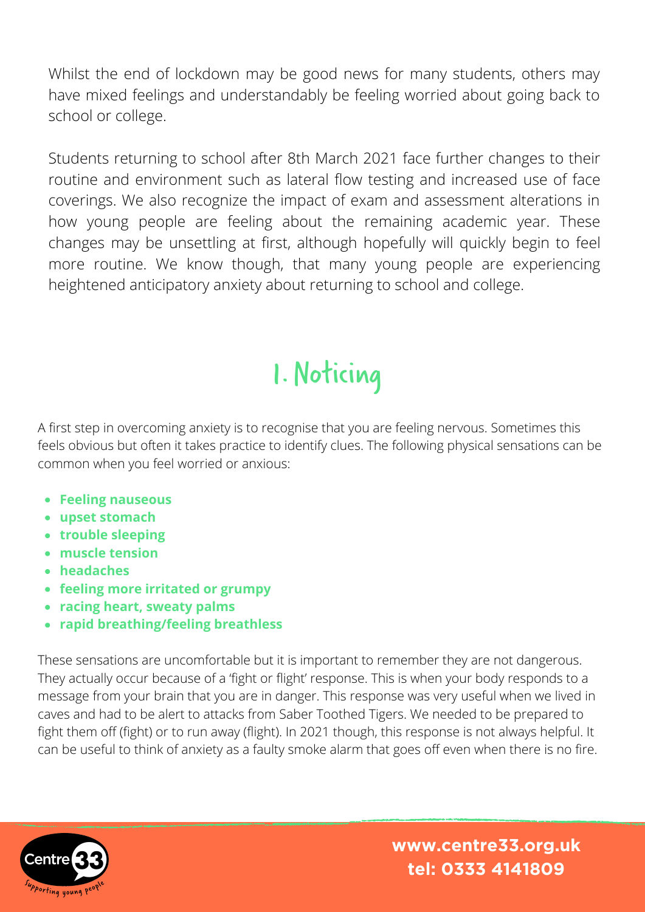Whilst the end of lockdown may be good news for many students, others may have mixed feelings and understandably be feeling worried about going back to school or college.

Students returning to school after 8th March 2021 face further changes to their routine and environment such as lateral flow testing and increased use of face coverings. We also recognize the impact of exam and assessment alterations in how young people are feeling about the remaining academic year. These changes may be unsettling at first, although hopefully will quickly begin to feel more routine. We know though, that many young people are experiencing heightened anticipatory anxiety about returning to school and college.

## 1. Noticing

A first step in overcoming anxiety is to recognise that you are feeling nervous. Sometimes this feels obvious but often it takes practice to identify clues. The following physical sensations can be common when you feel worried or anxious:

- **Feeling nauseous**
- **upset stomach**
- **trouble sleeping**
- **muscle tension**
- **headaches**
- **feeling more irritated or grumpy**
- **racing heart, sweaty palms**
- **rapid breathing/feeling breathless**

These sensations are uncomfortable but it is important to remember they are not dangerous. They actually occur because of a 'fight or flight' response. This is when your body responds to a message from your brain that you are in danger. This response was very useful when we lived in caves and had to be alert to attacks from Saber Toothed Tigers. We needed to be prepared to fight them off (fight) or to run away (flight). In 2021 though, this response is not always helpful. It can be useful to think of anxiety as a faulty smoke alarm that goes off even when there is no fire.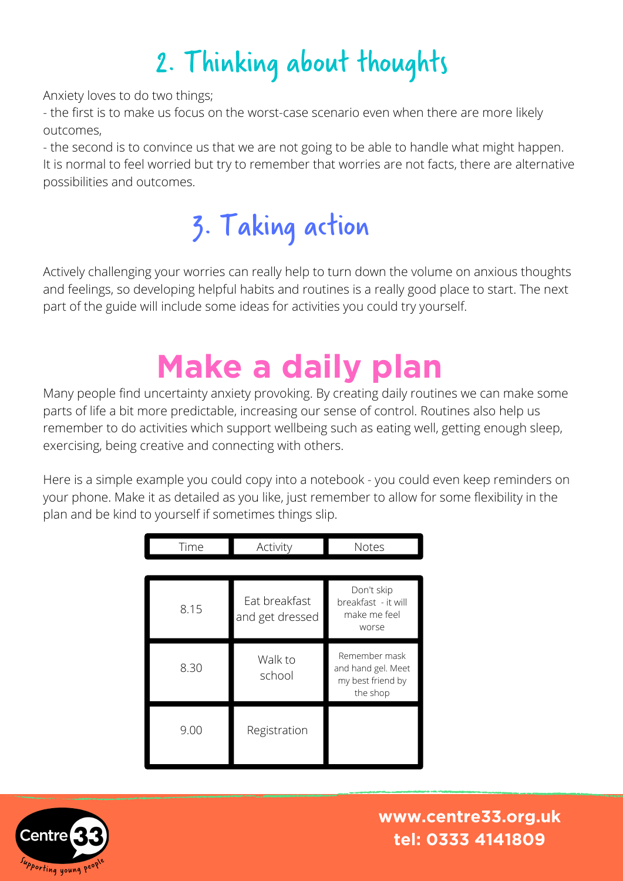## 2. Thinking about thoughts

Anxiety loves to do two things;

- the first is to make us focus on the worst-case scenario even when there are more likely outcomes,
- the second is to convince us that we are not going to be able to handle what might happen.

It is normal to feel worried but try to remember that worries are not facts, there are alternative possibilities and outcomes.

## 3. Taking action

Actively challenging your worries can really help to turn down the volume on anxious thoughts and feelings, so developing helpful habits and routines is a really good place to start. The next part of the guide will include some ideas for activities you could try yourself.

# Make a daily plan

Many people find uncertainty anxiety provoking. By creating daily routines we can make some parts of life a bit more predictable, increasing our sense of control. Routines also help us remember to do activities which support wellbeing such as eating well, getting enough sleep, exercising, being creative and connecting with others.

Here is a simple example you could copy into a notebook - you could even keep reminders on your phone. Make it as detailed as you like, just remember to allow for some flexibility in the plan and be kind to yourself if sometimes things slip.

| Time | Activity | Notes |
|---|---|---|
| 8.15 | Eat breakfast and get dressed | Don't skip breakfast - it will make me feel worse |
| 8.30 | Walk to school | Remember mask and hand gel. Meet my best friend by the shop |
| 9.00 | Registration | |

**www.centre33.org.uk**
**tel: 0333 4141809**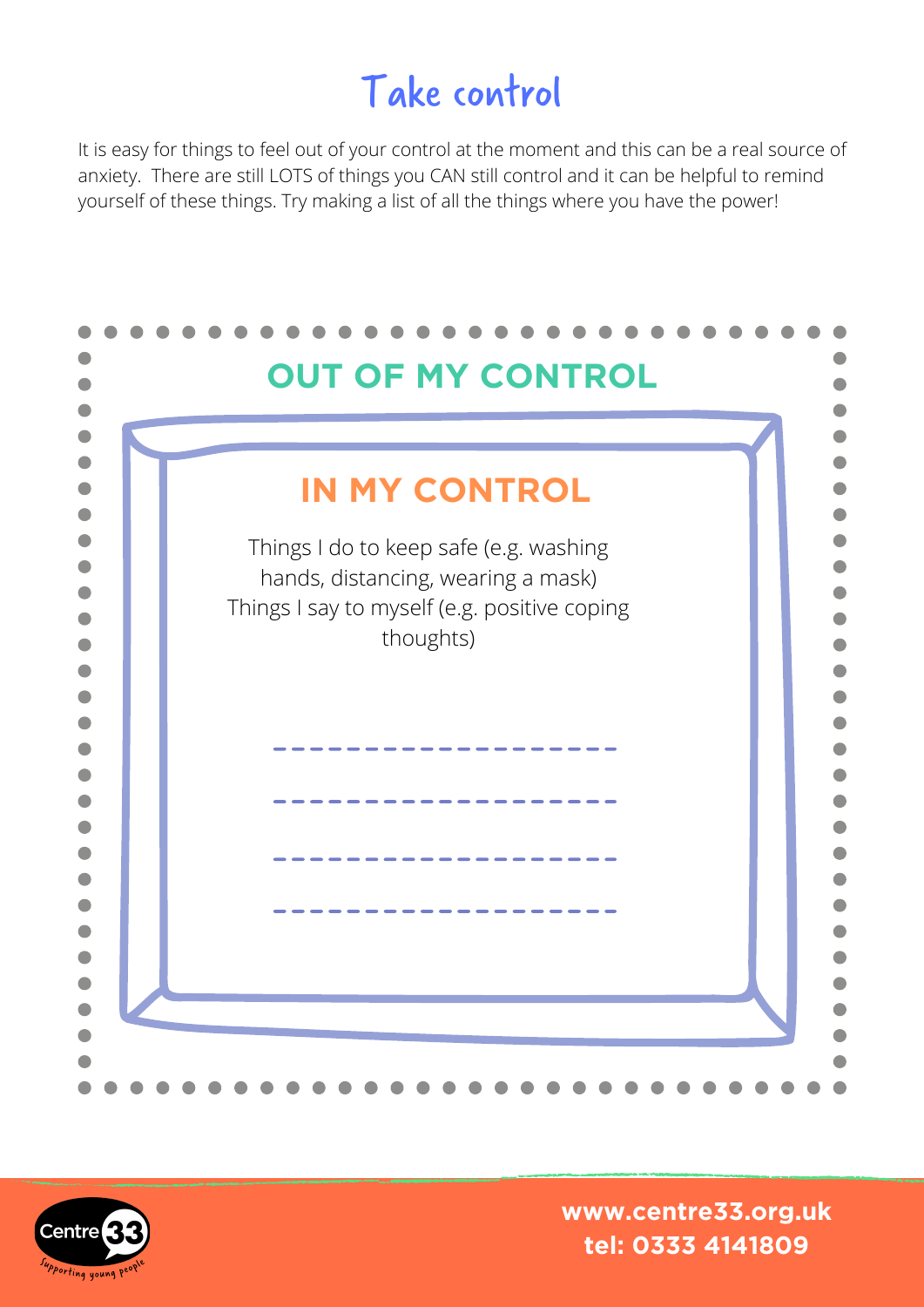# Take control

It is easy for things to feel out of your control at the moment and this can be a real source of anxiety. There are still LOTS of things you CAN still control and it can be helpful to remind yourself of these things. Try making a list of all the things where you have the power!

## OUT OF MY CONTROL

## IN MY CONTROL

Things I do to keep safe (e.g. washing hands, distancing, wearing a mask)
Things I say to myself (e.g. positive coping thoughts)

-------------------

-------------------

-------------------

-------------------

www.centre33.org.uk
tel: 0333 4141809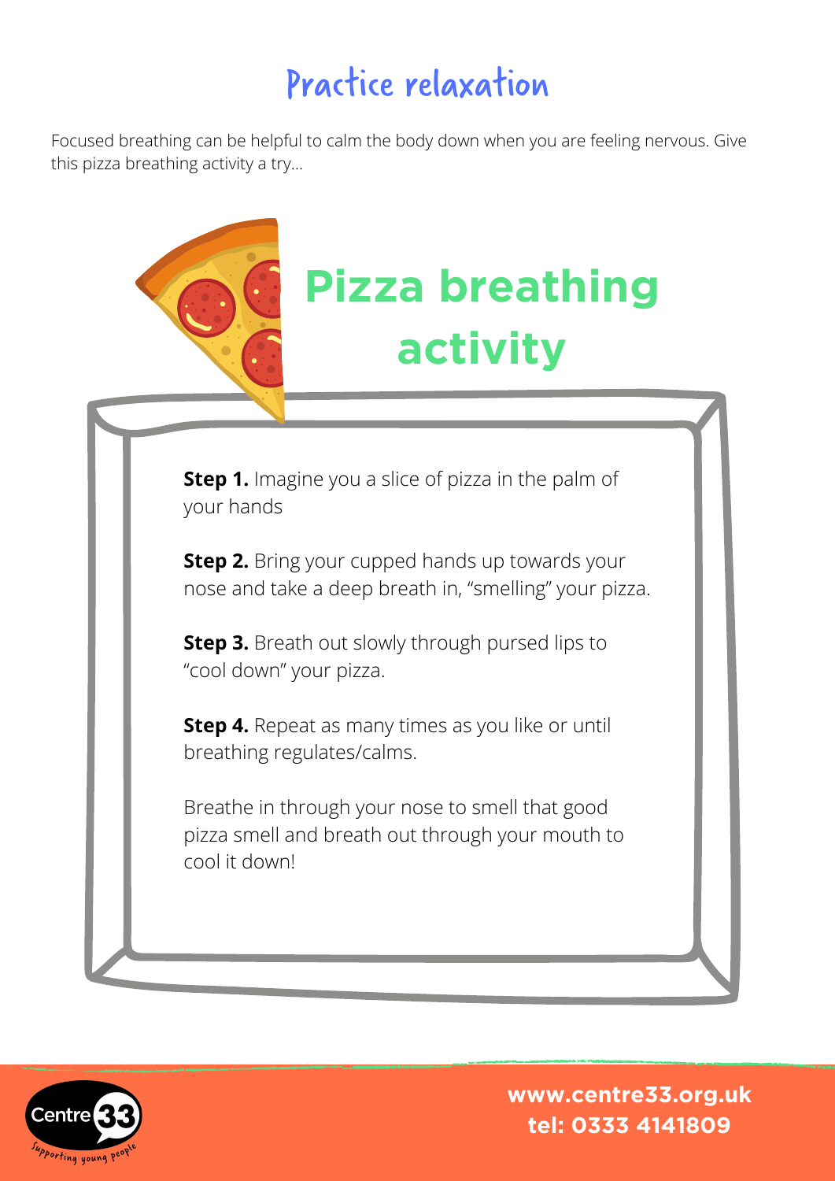# Practice relaxation

Focused breathing can be helpful to calm the body down when you are feeling nervous. Give this pizza breathing activity a try...

## Pizza breathing activity

**Step 1.** Imagine you a slice of pizza in the palm of your hands

**Step 2.** Bring your cupped hands up towards your nose and take a deep breath in, "smelling" your pizza.

**Step 3.** Breath out slowly through pursed lips to "cool down" your pizza.

**Step 4.** Repeat as many times as you like or until breathing regulates/calms.

Breathe in through your nose to smell that good pizza smell and breath out through your mouth to cool it down!

Centre 33 — Supporting young people

**www.centre33.org.uk**
**tel: 0333 4141809**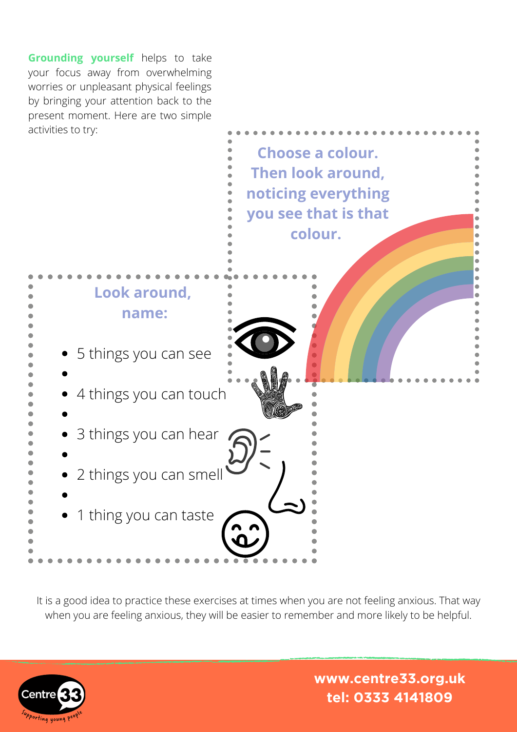**Grounding yourself** helps to take your focus away from overwhelming worries or unpleasant physical feelings by bringing your attention back to the present moment. Here are two simple activities to try:

**Choose a colour. Then look around, noticing everything you see that is that colour.**

**Look around, name:**

- 5 things you can see
- 4 things you can touch
- 3 things you can hear
- 2 things you can smell
- 1 thing you can taste

It is a good idea to practice these exercises at times when you are not feeling anxious. That way when you are feeling anxious, they will be easier to remember and more likely to be helpful.

Centre 33
*Supporting young people*

**www.centre33.org.uk**
**tel: 0333 4141809**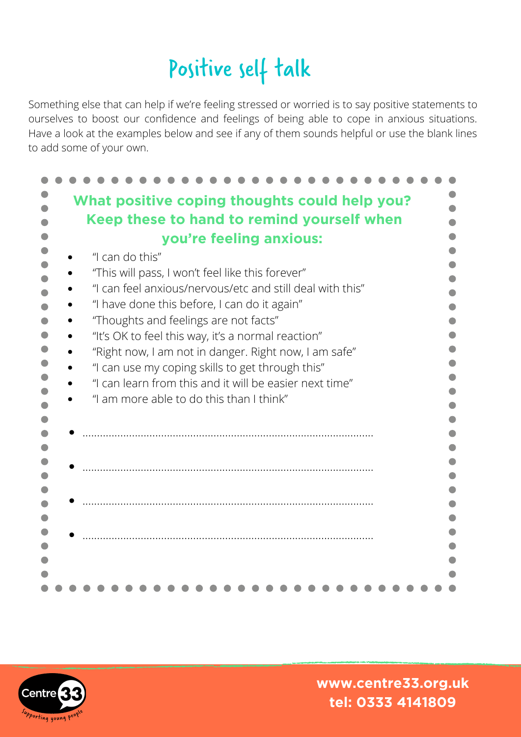# Positive self talk

Something else that can help if we're feeling stressed or worried is to say positive statements to ourselves to boost our confidence and feelings of being able to cope in anxious situations. Have a look at the examples below and see if any of them sounds helpful or use the blank lines to add some of your own.

**What positive coping thoughts could help you? Keep these to hand to remind yourself when you're feeling anxious:**

- "I can do this"
- "This will pass, I won't feel like this forever"
- "I can feel anxious/nervous/etc and still deal with this"
- "I have done this before, I can do it again"
- "Thoughts and feelings are not facts"
- "It's OK to feel this way, it's a normal reaction"
- "Right now, I am not in danger. Right now, I am safe"
- "I can use my coping skills to get through this"
- "I can learn from this and it will be easier next time"
- "I am more able to do this than I think"

- ..........................................................................................
- ..........................................................................................
- ..........................................................................................
- ..........................................................................................

**www.centre33.org.uk**
**tel: 0333 4141809**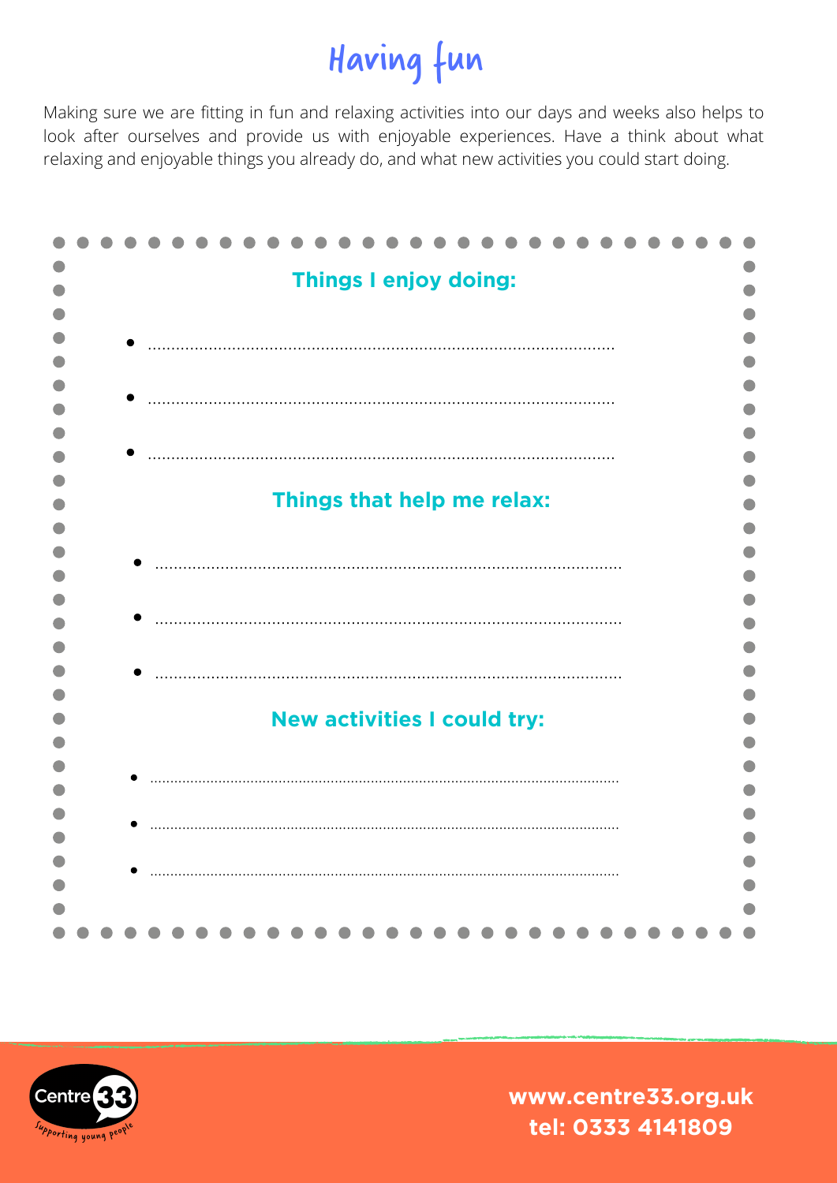# Having fun

Making sure we are fitting in fun and relaxing activities into our days and weeks also helps to look after ourselves and provide us with enjoyable experiences. Have a think about what relaxing and enjoyable things you already do, and what new activities you could start doing.

## Things I enjoy doing:

- ..........................................................................................
- ..........................................................................................
- ..........................................................................................

## Things that help me relax:

- ..........................................................................................
- ..........................................................................................
- ..........................................................................................

## New activities I could try:

- ..........................................................................................
- ..........................................................................................
- ..........................................................................................

Centre 33 – Supporting young people

**www.centre33.org.uk**
**tel: 0333 4141809**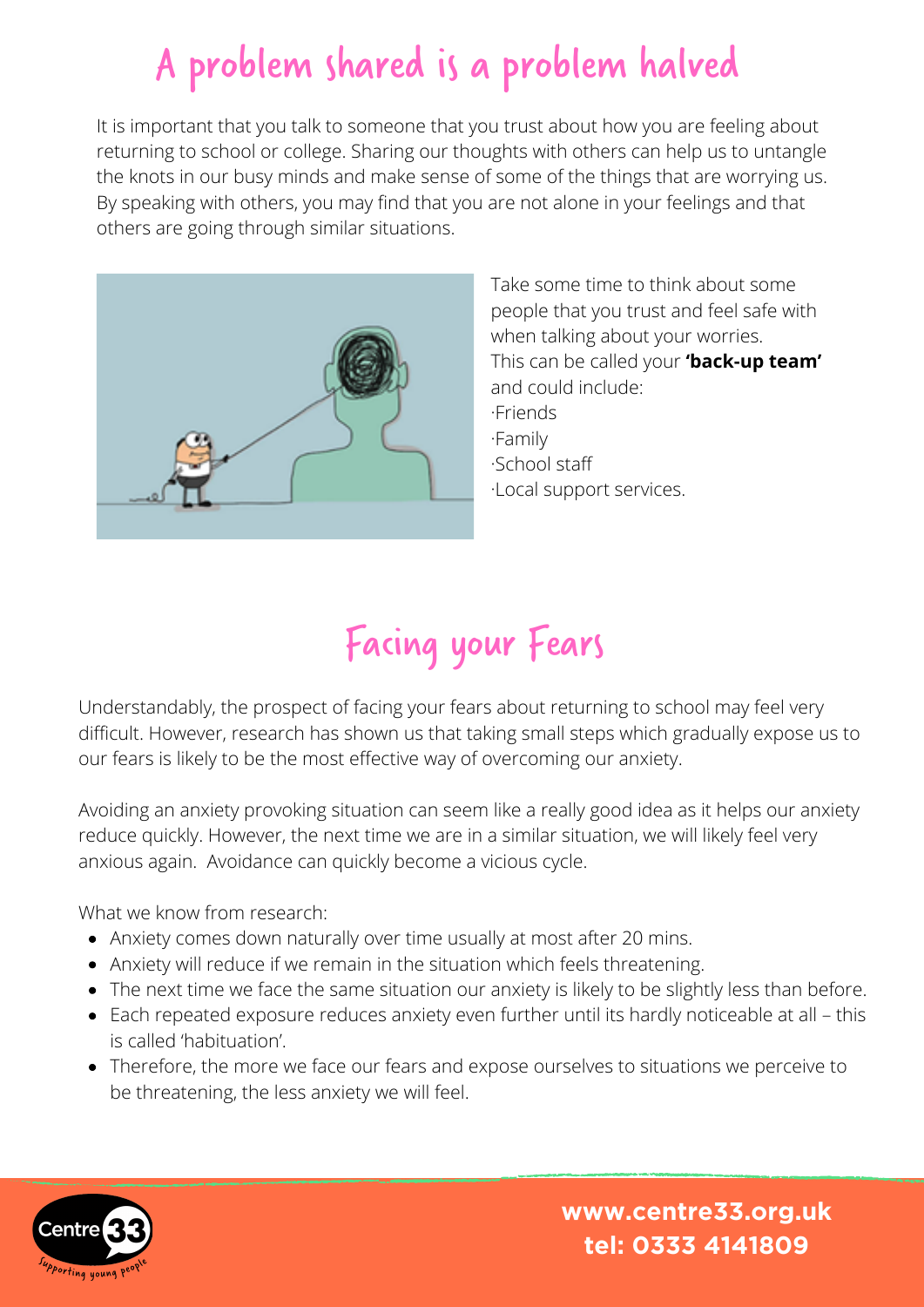# A problem shared is a problem halved

It is important that you talk to someone that you trust about how you are feeling about returning to school or college. Sharing our thoughts with others can help us to untangle the knots in our busy minds and make sense of some of the things that are worrying us. By speaking with others, you may find that you are not alone in your feelings and that others are going through similar situations.

Take some time to think about some people that you trust and feel safe with when talking about your worries. This can be called your **'back-up team'** and could include:

·Friends
·Family
·School staff
·Local support services.

# Facing your Fears

Understandably, the prospect of facing your fears about returning to school may feel very difficult. However, research has shown us that taking small steps which gradually expose us to our fears is likely to be the most effective way of overcoming our anxiety.

Avoiding an anxiety provoking situation can seem like a really good idea as it helps our anxiety reduce quickly. However, the next time we are in a similar situation, we will likely feel very anxious again. Avoidance can quickly become a vicious cycle.

What we know from research:

- Anxiety comes down naturally over time usually at most after 20 mins.
- Anxiety will reduce if we remain in the situation which feels threatening.
- The next time we face the same situation our anxiety is likely to be slightly less than before.
- Each repeated exposure reduces anxiety even further until its hardly noticeable at all – this is called 'habituation'.
- Therefore, the more we face our fears and expose ourselves to situations we perceive to be threatening, the less anxiety we will feel.

**www.centre33.org.uk**
**tel: 0333 4141809**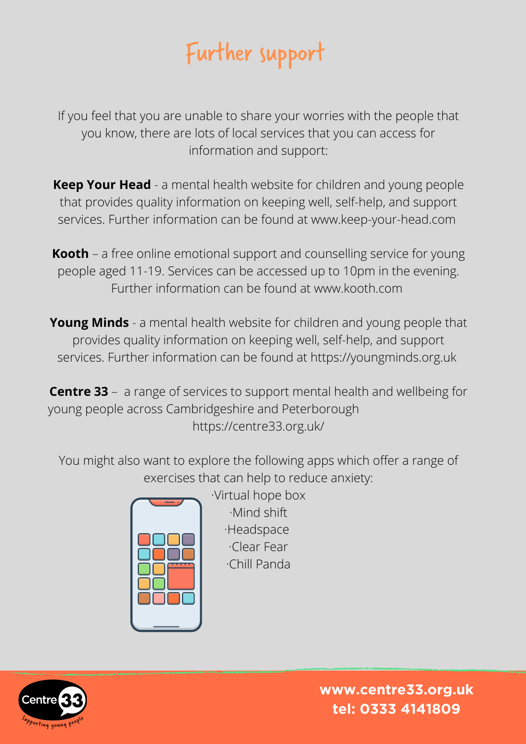# Further support

If you feel that you are unable to share your worries with the people that you know, there are lots of local services that you can access for information and support:

**Keep Your Head** - a mental health website for children and young people that provides quality information on keeping well, self-help, and support services. Further information can be found at www.keep-your-head.com

**Kooth** – a free online emotional support and counselling service for young people aged 11-19. Services can be accessed up to 10pm in the evening. Further information can be found at www.kooth.com

**Young Minds** - a mental health website for children and young people that provides quality information on keeping well, self-help, and support services. Further information can be found at https://youngminds.org.uk

**Centre 33** – a range of services to support mental health and wellbeing for young people across Cambridgeshire and Peterborough https://centre33.org.uk/

You might also want to explore the following apps which offer a range of exercises that can help to reduce anxiety:

- Virtual hope box
- Mind shift
- Headspace
- Clear Fear
- Chill Panda

**www.centre33.org.uk**
**tel: 0333 4141809**